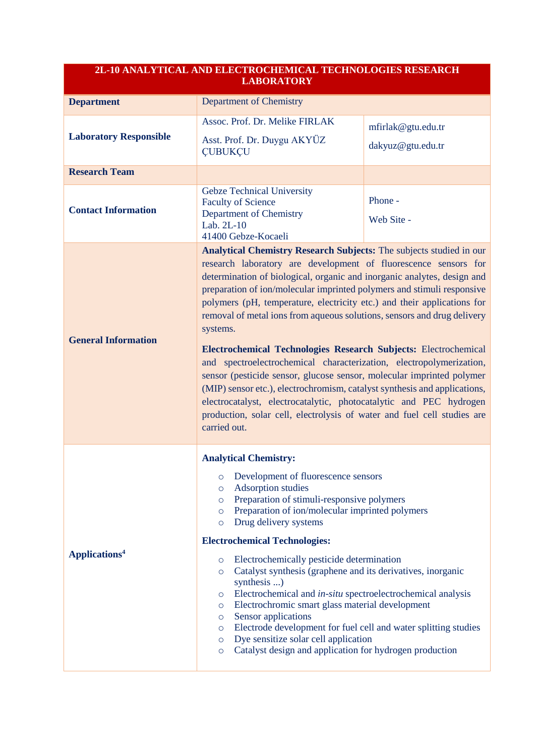| 2L-10 ANALYTICAL AND ELECTROCHEMICAL TECHNOLOGIES RESEARCH LABORATORY | | |
|---|---|---|
| **Department** | Department of Chemistry | |
| **Laboratory Responsible** | Assoc. Prof. Dr. Melike FIRLAK<br>Asst. Prof. Dr. Duygu AKYÜZ ÇUBUKÇU | mfirlak@gtu.edu.tr<br>dakyuz@gtu.edu.tr |
| **Research Team** | | |
| **Contact Information** | Gebze Technical University<br>Faculty of Science<br>Department of Chemistry<br>Lab. 2L-10<br>41400 Gebze-Kocaeli | Phone -<br>Web Site - |
| **General Information** | **Analytical Chemistry Research Subjects:** The subjects studied in our research laboratory are development of fluorescence sensors for determination of biological, organic and inorganic analytes, design and preparation of ion/molecular imprinted polymers and stimuli responsive polymers (pH, temperature, electricity etc.) and their applications for removal of metal ions from aqueous solutions, sensors and drug delivery systems.<br><br>**Electrochemical Technologies Research Subjects:** Electrochemical and spectroelectrochemical characterization, electropolymerization, sensor (pesticide sensor, glucose sensor, molecular imprinted polymer (MIP) sensor etc.), electrochromism, catalyst synthesis and applications, electrocatalyst, electrocatalytic, photocatalytic and PEC hydrogen production, solar cell, electrolysis of water and fuel cell studies are carried out. | |
| **Applications**[4] | **Analytical Chemistry:**<br>○ Development of fluorescence sensors<br>○ Adsorption studies<br>○ Preparation of stimuli-responsive polymers<br>○ Preparation of ion/molecular imprinted polymers<br>○ Drug delivery systems<br><br>**Electrochemical Technologies:**<br>○ Electrochemically pesticide determination<br>○ Catalyst synthesis (graphene and its derivatives, inorganic synthesis ...)<br>○ Electrochemical and *in-situ* spectroelectrochemical analysis<br>○ Electrochromic smart glass material development<br>○ Sensor applications<br>○ Electrode development for fuel cell and water splitting studies<br>○ Dye sensitize solar cell application<br>○ Catalyst design and application for hydrogen production | |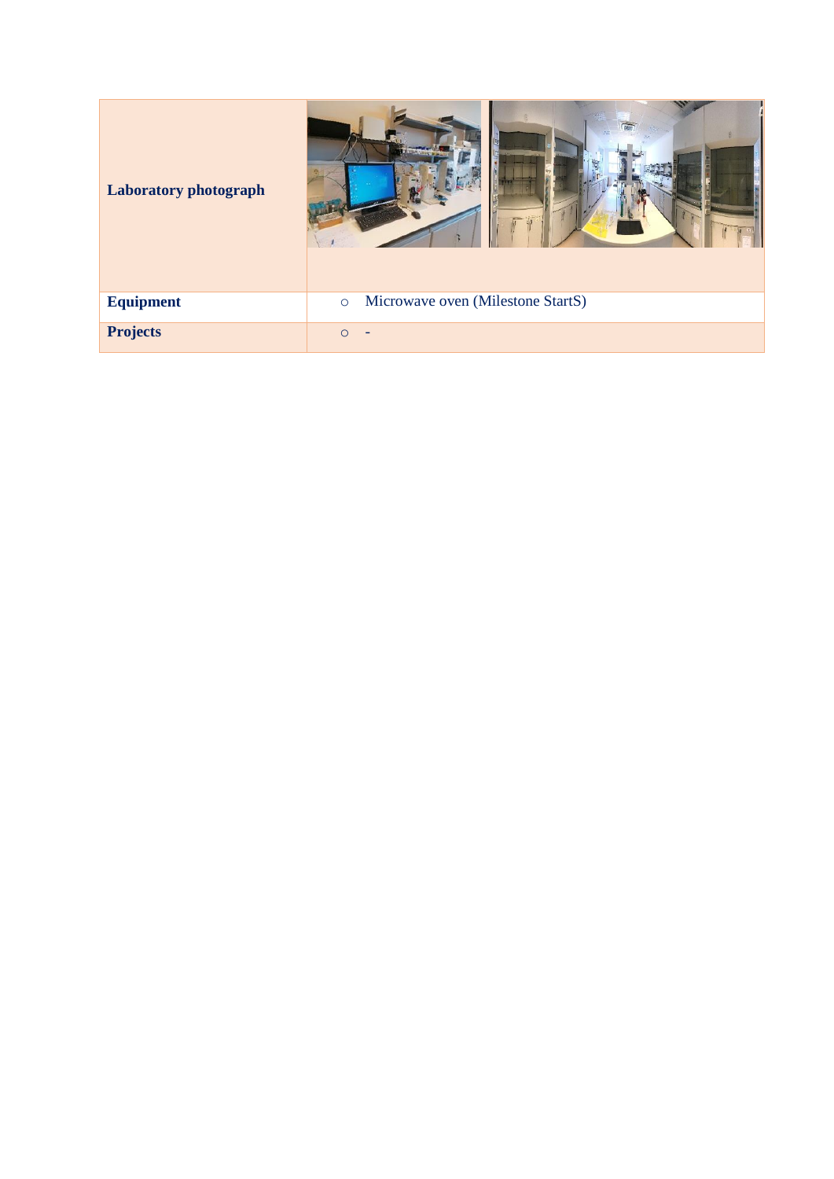| | |
|---|---|
| **Laboratory photograph** | |
| **Equipment** | ○ Microwave oven (Milestone StartS) |
| **Projects** | ○ - |